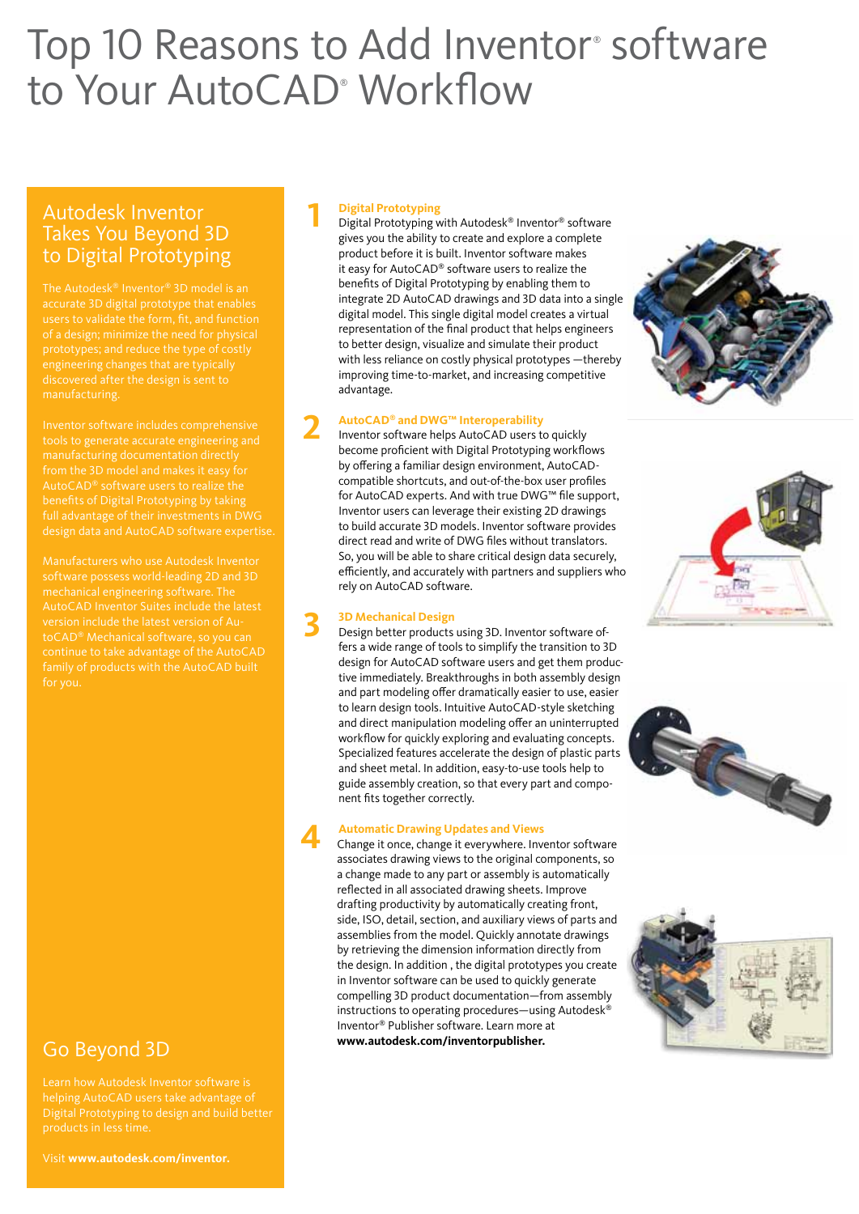# Top 10 Reasons to Add Inventor® software to Your AutoCAD® Workflow

## Autodesk Inventor Takes You Beyond 3D to Digital Prototyping

The Autodesk® Inventor® 3D model is an accurate 3D digital prototype that enables users to validate the form, fit, and function of a design; minimize the need for physical prototypes; and reduce the type of costly engineering changes that are typically discovered after the design is sent to manufacturing.

Inventor software includes comprehensive tools to generate accurate engineering and manufacturing documentation directly from the 3D model and makes it easy for AutoCAD® software users to realize the benefits of Digital Prototyping by taking full advantage of their investments in DWG design data and AutoCAD software expertise.

Manufacturers who use Autodesk Inventor software possess world-leading 2D and 3D mechanical engineering software. The AutoCAD Inventor Suites include the latest version include the latest version of AutoCAD® Mechanical software, so you can continue to take advantage of the AutoCAD family of products with the AutoCAD built for you.

## Go Beyond 3D

Learn how Autodesk Inventor software is helping AutoCAD users take advantage of Digital Prototyping to design and build better products in less time.

Visit **www.autodesk.com/inventor.**

### 1 Digital Prototyping

Digital Prototyping with Autodesk® Inventor® software gives you the ability to create and explore a complete product before it is built. Inventor software makes it easy for AutoCAD® software users to realize the benefits of Digital Prototyping by enabling them to integrate 2D AutoCAD drawings and 3D data into a single digital model. This single digital model creates a virtual representation of the final product that helps engineers to better design, visualize and simulate their product with less reliance on costly physical prototypes —thereby improving time-to-market, and increasing competitive advantage.

### 2 AutoCAD® and DWG™ Interoperability

Inventor software helps AutoCAD users to quickly become proficient with Digital Prototyping workflows by offering a familiar design environment, AutoCAD-compatible shortcuts, and out-of-the-box user profiles for AutoCAD experts. And with true DWG™ file support, Inventor users can leverage their existing 2D drawings to build accurate 3D models. Inventor software provides direct read and write of DWG files without translators. So, you will be able to share critical design data securely, efficiently, and accurately with partners and suppliers who rely on AutoCAD software.

### 3 3D Mechanical Design

Design better products using 3D. Inventor software offers a wide range of tools to simplify the transition to 3D design for AutoCAD software users and get them productive immediately. Breakthroughs in both assembly design and part modeling offer dramatically easier to use, easier to learn design tools. Intuitive AutoCAD-style sketching and direct manipulation modeling offer an uninterrupted workflow for quickly exploring and evaluating concepts. Specialized features accelerate the design of plastic parts and sheet metal. In addition, easy-to-use tools help to guide assembly creation, so that every part and component fits together correctly.

### 4 Automatic Drawing Updates and Views

Change it once, change it everywhere. Inventor software associates drawing views to the original components, so a change made to any part or assembly is automatically reflected in all associated drawing sheets. Improve drafting productivity by automatically creating front, side, ISO, detail, section, and auxiliary views of parts and assemblies from the model. Quickly annotate drawings by retrieving the dimension information directly from the design. In addition , the digital prototypes you create in Inventor software can be used to quickly generate compelling 3D product documentation—from assembly instructions to operating procedures—using Autodesk® Inventor® Publisher software. Learn more at **www.autodesk.com/inventorpublisher.**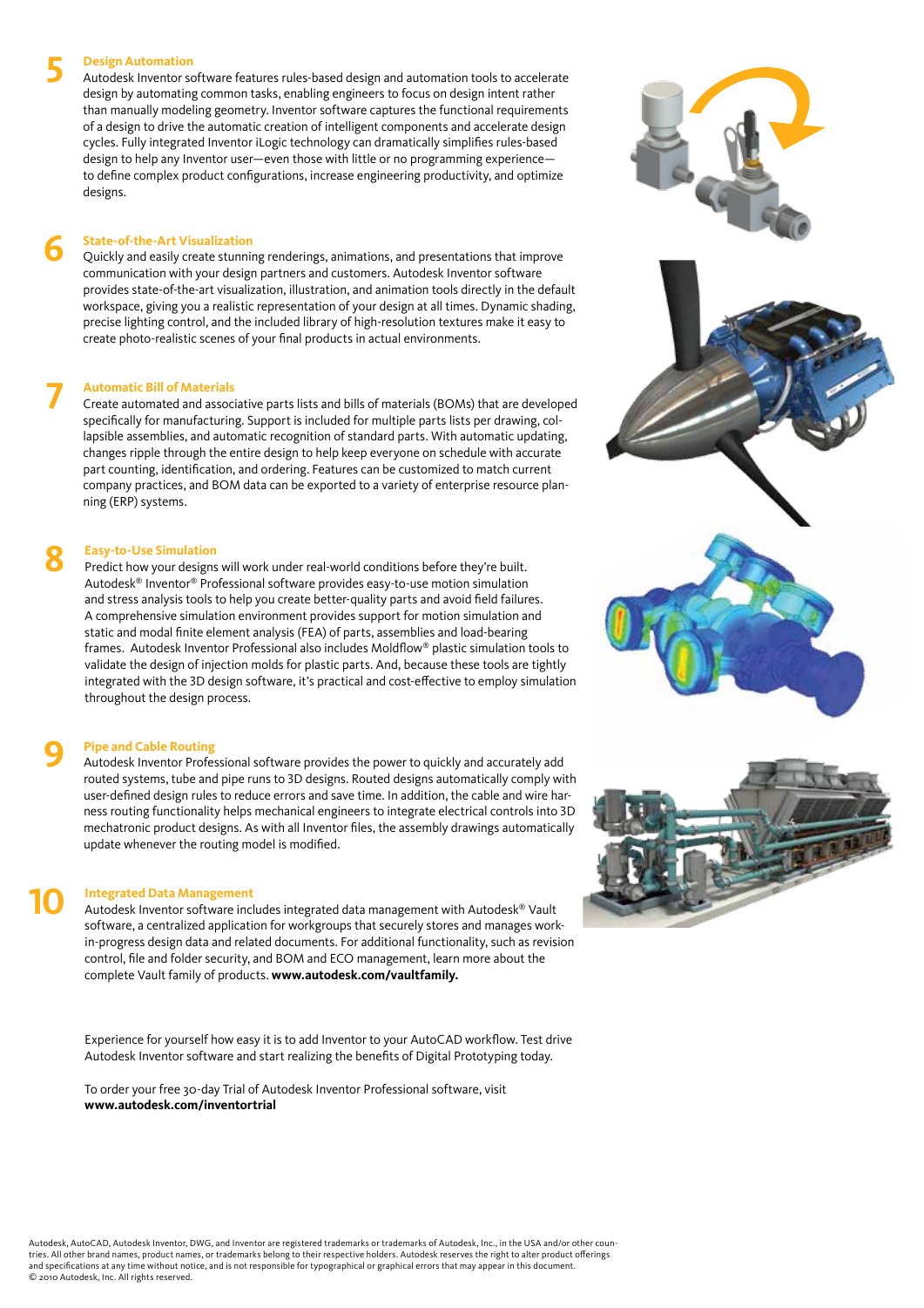## 5 Design Automation

Autodesk Inventor software features rules-based design and automation tools to accelerate design by automating common tasks, enabling engineers to focus on design intent rather than manually modeling geometry. Inventor software captures the functional requirements of a design to drive the automatic creation of intelligent components and accelerate design cycles. Fully integrated Inventor iLogic technology can dramatically simplifies rules-based design to help any Inventor user—even those with little or no programming experience—to define complex product configurations, increase engineering productivity, and optimize designs.

## 6 State-of-the-Art Visualization

Quickly and easily create stunning renderings, animations, and presentations that improve communication with your design partners and customers. Autodesk Inventor software provides state-of-the-art visualization, illustration, and animation tools directly in the default workspace, giving you a realistic representation of your design at all times. Dynamic shading, precise lighting control, and the included library of high-resolution textures make it easy to create photo-realistic scenes of your final products in actual environments.

## 7 Automatic Bill of Materials

Create automated and associative parts lists and bills of materials (BOMs) that are developed specifically for manufacturing. Support is included for multiple parts lists per drawing, collapsible assemblies, and automatic recognition of standard parts. With automatic updating, changes ripple through the entire design to help keep everyone on schedule with accurate part counting, identification, and ordering. Features can be customized to match current company practices, and BOM data can be exported to a variety of enterprise resource planning (ERP) systems.

## 8 Easy-to-Use Simulation

Predict how your designs will work under real-world conditions before they're built. Autodesk® Inventor® Professional software provides easy-to-use motion simulation and stress analysis tools to help you create better-quality parts and avoid field failures. A comprehensive simulation environment provides support for motion simulation and static and modal finite element analysis (FEA) of parts, assemblies and load-bearing frames. Autodesk Inventor Professional also includes Moldflow® plastic simulation tools to validate the design of injection molds for plastic parts. And, because these tools are tightly integrated with the 3D design software, it's practical and cost-effective to employ simulation throughout the design process.

## 9 Pipe and Cable Routing

Autodesk Inventor Professional software provides the power to quickly and accurately add routed systems, tube and pipe runs to 3D designs. Routed designs automatically comply with user-defined design rules to reduce errors and save time. In addition, the cable and wire harness routing functionality helps mechanical engineers to integrate electrical controls into 3D mechatronic product designs. As with all Inventor files, the assembly drawings automatically update whenever the routing model is modified.

## 10 Integrated Data Management

Autodesk Inventor software includes integrated data management with Autodesk® Vault software, a centralized application for workgroups that securely stores and manages work-in-progress design data and related documents. For additional functionality, such as revision control, file and folder security, and BOM and ECO management, learn more about the complete Vault family of products. **www.autodesk.com/vaultfamily.**

Experience for yourself how easy it is to add Inventor to your AutoCAD workflow. Test drive Autodesk Inventor software and start realizing the benefits of Digital Prototyping today.

To order your free 30-day Trial of Autodesk Inventor Professional software, visit **www.autodesk.com/inventortrial**

Autodesk, AutoCAD, Autodesk Inventor, DWG, and Inventor are registered trademarks or trademarks of Autodesk, Inc., in the USA and/or other countries. All other brand names, product names, or trademarks belong to their respective holders. Autodesk reserves the right to alter product offerings and specifications at any time without notice, and is not responsible for typographical or graphical errors that may appear in this document.
© 2010 Autodesk, Inc. All rights reserved.